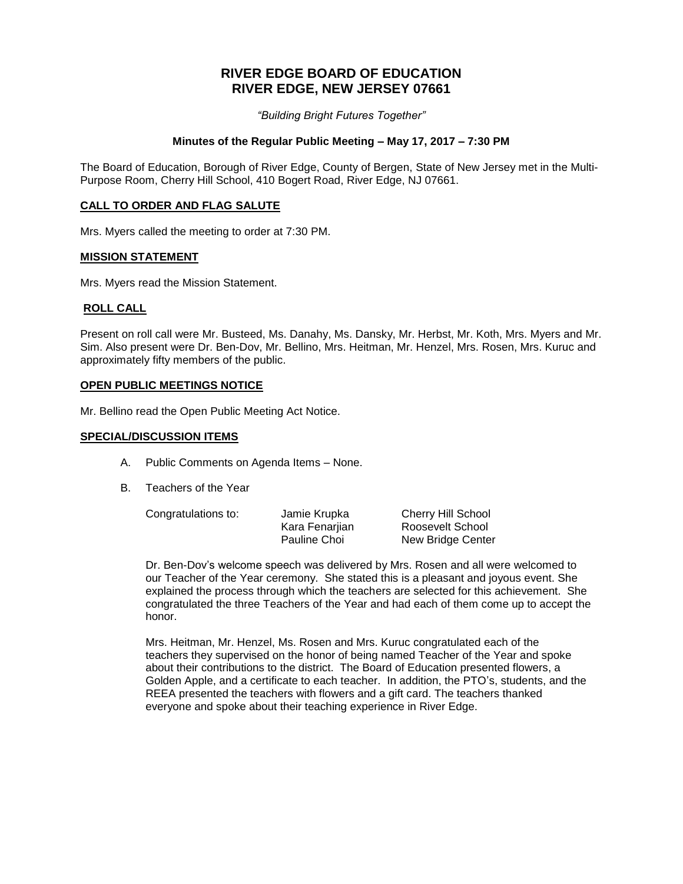# RIVER EDGE BOARD OF EDUCATION
# RIVER EDGE, NEW JERSEY 07661

*"Building Bright Futures Together"*

**Minutes of the Regular Public Meeting – May 17, 2017 – 7:30 PM**

The Board of Education, Borough of River Edge, County of Bergen, State of New Jersey met in the Multi-Purpose Room, Cherry Hill School, 410 Bogert Road, River Edge, NJ 07661.

## CALL TO ORDER AND FLAG SALUTE

Mrs. Myers called the meeting to order at 7:30 PM.

## MISSION STATEMENT

Mrs. Myers read the Mission Statement.

## ROLL CALL

Present on roll call were Mr. Busteed, Ms. Danahy, Ms. Dansky, Mr. Herbst, Mr. Koth, Mrs. Myers and Mr. Sim. Also present were Dr. Ben-Dov, Mr. Bellino, Mrs. Heitman, Mr. Henzel, Mrs. Rosen, Mrs. Kuruc and approximately fifty members of the public.

## OPEN PUBLIC MEETINGS NOTICE

Mr. Bellino read the Open Public Meeting Act Notice.

## SPECIAL/DISCUSSION ITEMS

A. Public Comments on Agenda Items – None.

B. Teachers of the Year

| | | |
|---|---|---|
| Congratulations to: | Jamie Krupka | Cherry Hill School |
| | Kara Fenarjian | Roosevelt School |
| | Pauline Choi | New Bridge Center |

Dr. Ben-Dov's welcome speech was delivered by Mrs. Rosen and all were welcomed to our Teacher of the Year ceremony. She stated this is a pleasant and joyous event. She explained the process through which the teachers are selected for this achievement. She congratulated the three Teachers of the Year and had each of them come up to accept the honor.

Mrs. Heitman, Mr. Henzel, Ms. Rosen and Mrs. Kuruc congratulated each of the teachers they supervised on the honor of being named Teacher of the Year and spoke about their contributions to the district. The Board of Education presented flowers, a Golden Apple, and a certificate to each teacher. In addition, the PTO's, students, and the REEA presented the teachers with flowers and a gift card. The teachers thanked everyone and spoke about their teaching experience in River Edge.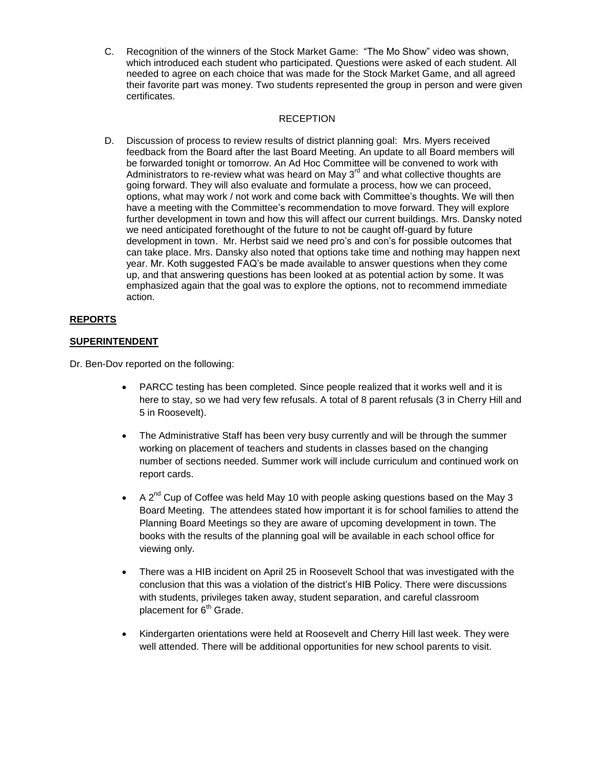C. Recognition of the winners of the Stock Market Game: "The Mo Show" video was shown, which introduced each student who participated. Questions were asked of each student. All needed to agree on each choice that was made for the Stock Market Game, and all agreed their favorite part was money. Two students represented the group in person and were given certificates.

RECEPTION

D. Discussion of process to review results of district planning goal: Mrs. Myers received feedback from the Board after the last Board Meeting. An update to all Board members will be forwarded tonight or tomorrow. An Ad Hoc Committee will be convened to work with Administrators to re-review what was heard on May 3rd and what collective thoughts are going forward. They will also evaluate and formulate a process, how we can proceed, options, what may work / not work and come back with Committee's thoughts. We will then have a meeting with the Committee's recommendation to move forward. They will explore further development in town and how this will affect our current buildings. Mrs. Dansky noted we need anticipated forethought of the future to not be caught off-guard by future development in town. Mr. Herbst said we need pro's and con's for possible outcomes that can take place. Mrs. Dansky also noted that options take time and nothing may happen next year. Mr. Koth suggested FAQ's be made available to answer questions when they come up, and that answering questions has been looked at as potential action by some. It was emphasized again that the goal was to explore the options, not to recommend immediate action.

**REPORTS**

**SUPERINTENDENT**

Dr. Ben-Dov reported on the following:

- PARCC testing has been completed. Since people realized that it works well and it is here to stay, so we had very few refusals. A total of 8 parent refusals (3 in Cherry Hill and 5 in Roosevelt).
- The Administrative Staff has been very busy currently and will be through the summer working on placement of teachers and students in classes based on the changing number of sections needed. Summer work will include curriculum and continued work on report cards.
- A 2nd Cup of Coffee was held May 10 with people asking questions based on the May 3 Board Meeting. The attendees stated how important it is for school families to attend the Planning Board Meetings so they are aware of upcoming development in town. The books with the results of the planning goal will be available in each school office for viewing only.
- There was a HIB incident on April 25 in Roosevelt School that was investigated with the conclusion that this was a violation of the district's HIB Policy. There were discussions with students, privileges taken away, student separation, and careful classroom placement for 6th Grade.
- Kindergarten orientations were held at Roosevelt and Cherry Hill last week. They were well attended. There will be additional opportunities for new school parents to visit.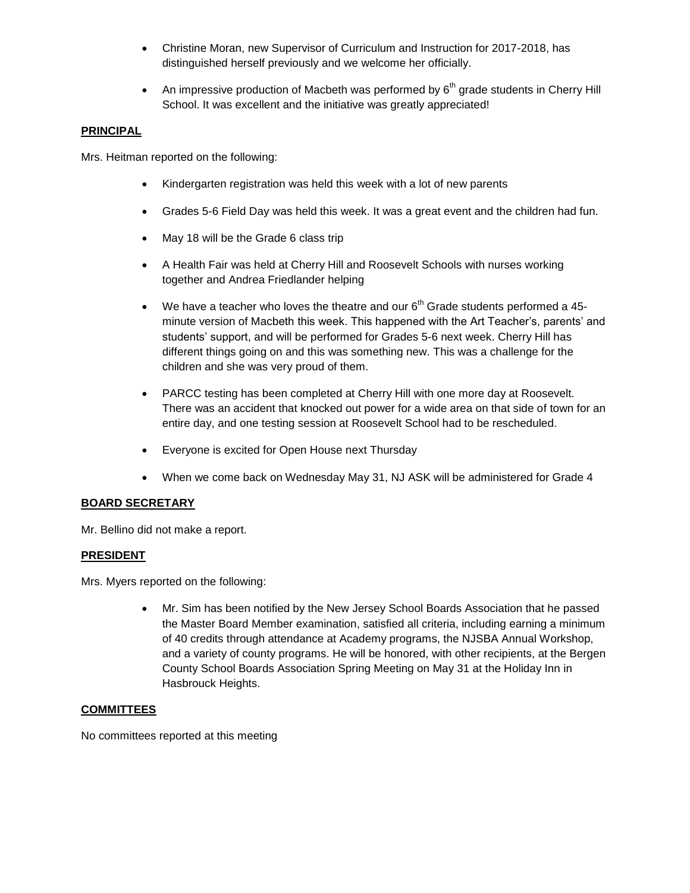- Christine Moran, new Supervisor of Curriculum and Instruction for 2017-2018, has distinguished herself previously and we welcome her officially.
- An impressive production of Macbeth was performed by 6th grade students in Cherry Hill School. It was excellent and the initiative was greatly appreciated!

**PRINCIPAL**

Mrs. Heitman reported on the following:

- Kindergarten registration was held this week with a lot of new parents
- Grades 5-6 Field Day was held this week. It was a great event and the children had fun.
- May 18 will be the Grade 6 class trip
- A Health Fair was held at Cherry Hill and Roosevelt Schools with nurses working together and Andrea Friedlander helping
- We have a teacher who loves the theatre and our 6th Grade students performed a 45-minute version of Macbeth this week. This happened with the Art Teacher's, parents' and students' support, and will be performed for Grades 5-6 next week. Cherry Hill has different things going on and this was something new. This was a challenge for the children and she was very proud of them.
- PARCC testing has been completed at Cherry Hill with one more day at Roosevelt. There was an accident that knocked out power for a wide area on that side of town for an entire day, and one testing session at Roosevelt School had to be rescheduled.
- Everyone is excited for Open House next Thursday
- When we come back on Wednesday May 31, NJ ASK will be administered for Grade 4

**BOARD SECRETARY**

Mr. Bellino did not make a report.

**PRESIDENT**

Mrs. Myers reported on the following:

- Mr. Sim has been notified by the New Jersey School Boards Association that he passed the Master Board Member examination, satisfied all criteria, including earning a minimum of 40 credits through attendance at Academy programs, the NJSBA Annual Workshop, and a variety of county programs. He will be honored, with other recipients, at the Bergen County School Boards Association Spring Meeting on May 31 at the Holiday Inn in Hasbrouck Heights.

**COMMITTEES**

No committees reported at this meeting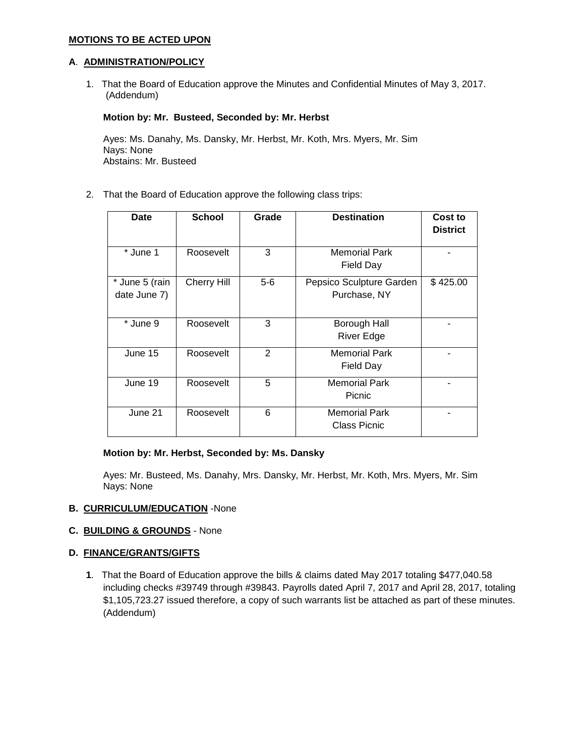**MOTIONS TO BE ACTED UPON**

**A**. **ADMINISTRATION/POLICY**

1. That the Board of Education approve the Minutes and Confidential Minutes of May 3, 2017. (Addendum)

   **Motion by: Mr. Busteed, Seconded by: Mr. Herbst**

   Ayes: Ms. Danahy, Ms. Dansky, Mr. Herbst, Mr. Koth, Mrs. Myers, Mr. Sim
   Nays: None
   Abstains: Mr. Busteed

2. That the Board of Education approve the following class trips:

| Date | School | Grade | Destination | Cost to District |
|---|---|---|---|---|
| * June 1 | Roosevelt | 3 | Memorial Park Field Day | - |
| * June 5 (rain date June 7) | Cherry Hill | 5-6 | Pepsico Sculpture Garden Purchase, NY | $ 425.00 |
| * June 9 | Roosevelt | 3 | Borough Hall River Edge | - |
| June 15 | Roosevelt | 2 | Memorial Park Field Day | - |
| June 19 | Roosevelt | 5 | Memorial Park Picnic | - |
| June 21 | Roosevelt | 6 | Memorial Park Class Picnic | - |

   **Motion by: Mr. Herbst, Seconded by: Ms. Dansky**

   Ayes: Mr. Busteed, Ms. Danahy, Mrs. Dansky, Mr. Herbst, Mr. Koth, Mrs. Myers, Mr. Sim
   Nays: None

**B. CURRICULUM/EDUCATION** -None

**C. BUILDING & GROUNDS** - None

**D. FINANCE/GRANTS/GIFTS**

**1**. That the Board of Education approve the bills & claims dated May 2017 totaling $477,040.58 including checks #39749 through #39843. Payrolls dated April 7, 2017 and April 28, 2017, totaling $1,105,723.27 issued therefore, a copy of such warrants list be attached as part of these minutes. (Addendum)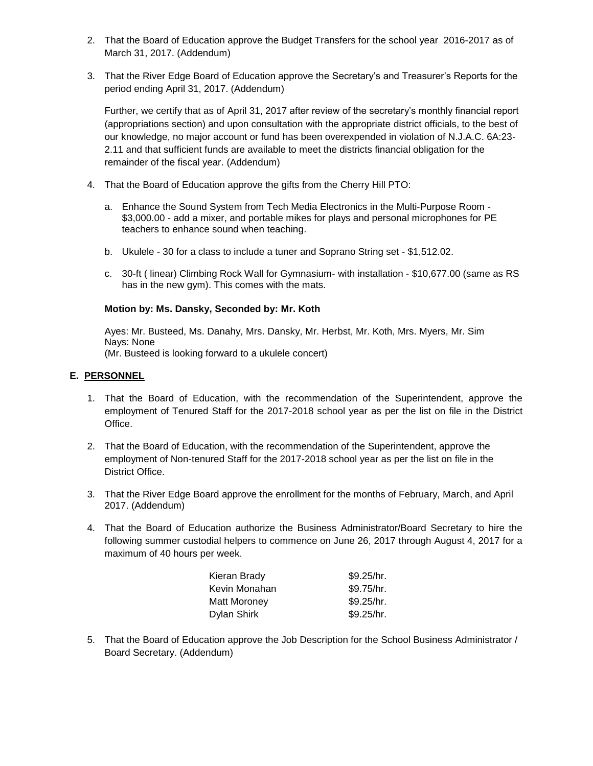2. That the Board of Education approve the Budget Transfers for the school year 2016-2017 as of March 31, 2017. (Addendum)

3. That the River Edge Board of Education approve the Secretary's and Treasurer's Reports for the period ending April 31, 2017. (Addendum)

   Further, we certify that as of April 31, 2017 after review of the secretary's monthly financial report (appropriations section) and upon consultation with the appropriate district officials, to the best of our knowledge, no major account or fund has been overexpended in violation of N.J.A.C. 6A:23-2.11 and that sufficient funds are available to meet the districts financial obligation for the remainder of the fiscal year. (Addendum)

4. That the Board of Education approve the gifts from the Cherry Hill PTO:

   a. Enhance the Sound System from Tech Media Electronics in the Multi-Purpose Room - $3,000.00 - add a mixer, and portable mikes for plays and personal microphones for PE teachers to enhance sound when teaching.

   b. Ukulele - 30 for a class to include a tuner and Soprano String set - $1,512.02.

   c. 30-ft ( linear) Climbing Rock Wall for Gymnasium- with installation - $10,677.00 (same as RS has in the new gym). This comes with the mats.

   **Motion by: Ms. Dansky, Seconded by: Mr. Koth**

   Ayes: Mr. Busteed, Ms. Danahy, Mrs. Dansky, Mr. Herbst, Mr. Koth, Mrs. Myers, Mr. Sim
   Nays: None
   (Mr. Busteed is looking forward to a ukulele concert)

## E. PERSONNEL

1. That the Board of Education, with the recommendation of the Superintendent, approve the employment of Tenured Staff for the 2017-2018 school year as per the list on file in the District Office.

2. That the Board of Education, with the recommendation of the Superintendent, approve the employment of Non-tenured Staff for the 2017-2018 school year as per the list on file in the District Office.

3. That the River Edge Board approve the enrollment for the months of February, March, and April 2017. (Addendum)

4. That the Board of Education authorize the Business Administrator/Board Secretary to hire the following summer custodial helpers to commence on June 26, 2017 through August 4, 2017 for a maximum of 40 hours per week.

| | |
|---|---|
| Kieran Brady | $9.25/hr. |
| Kevin Monahan | $9.75/hr. |
| Matt Moroney | $9.25/hr. |
| Dylan Shirk | $9.25/hr. |

5. That the Board of Education approve the Job Description for the School Business Administrator / Board Secretary. (Addendum)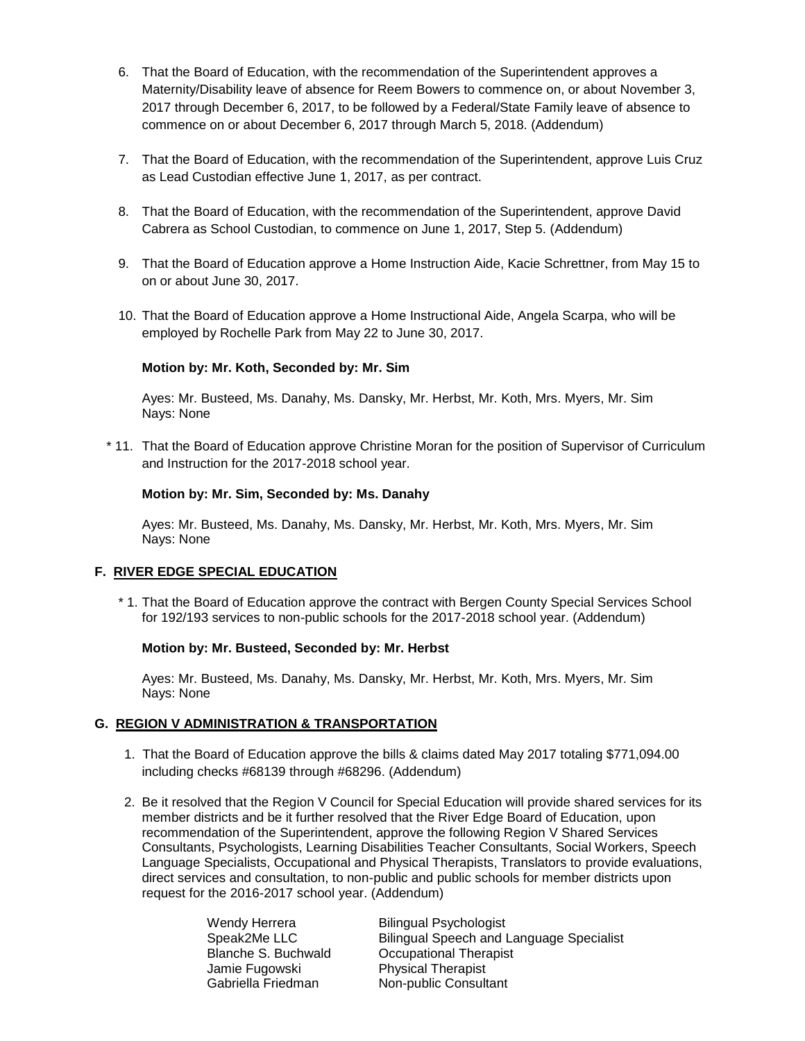6. That the Board of Education, with the recommendation of the Superintendent approves a Maternity/Disability leave of absence for Reem Bowers to commence on, or about November 3, 2017 through December 6, 2017, to be followed by a Federal/State Family leave of absence to commence on or about December 6, 2017 through March 5, 2018. (Addendum)

7. That the Board of Education, with the recommendation of the Superintendent, approve Luis Cruz as Lead Custodian effective June 1, 2017, as per contract.

8. That the Board of Education, with the recommendation of the Superintendent, approve David Cabrera as School Custodian, to commence on June 1, 2017, Step 5. (Addendum)

9. That the Board of Education approve a Home Instruction Aide, Kacie Schrettner, from May 15 to on or about June 30, 2017.

10. That the Board of Education approve a Home Instructional Aide, Angela Scarpa, who will be employed by Rochelle Park from May 22 to June 30, 2017.

**Motion by: Mr. Koth, Seconded by: Mr. Sim**

Ayes: Mr. Busteed, Ms. Danahy, Ms. Dansky, Mr. Herbst, Mr. Koth, Mrs. Myers, Mr. Sim
Nays: None

\* 11. That the Board of Education approve Christine Moran for the position of Supervisor of Curriculum and Instruction for the 2017-2018 school year.

**Motion by: Mr. Sim, Seconded by: Ms. Danahy**

Ayes: Mr. Busteed, Ms. Danahy, Ms. Dansky, Mr. Herbst, Mr. Koth, Mrs. Myers, Mr. Sim
Nays: None

## F. RIVER EDGE SPECIAL EDUCATION

\* 1. That the Board of Education approve the contract with Bergen County Special Services School for 192/193 services to non-public schools for the 2017-2018 school year. (Addendum)

**Motion by: Mr. Busteed, Seconded by: Mr. Herbst**

Ayes: Mr. Busteed, Ms. Danahy, Ms. Dansky, Mr. Herbst, Mr. Koth, Mrs. Myers, Mr. Sim
Nays: None

## G. REGION V ADMINISTRATION & TRANSPORTATION

1. That the Board of Education approve the bills & claims dated May 2017 totaling $771,094.00 including checks #68139 through #68296. (Addendum)

2. Be it resolved that the Region V Council for Special Education will provide shared services for its member districts and be it further resolved that the River Edge Board of Education, upon recommendation of the Superintendent, approve the following Region V Shared Services Consultants, Psychologists, Learning Disabilities Teacher Consultants, Social Workers, Speech Language Specialists, Occupational and Physical Therapists, Translators to provide evaluations, direct services and consultation, to non-public and public schools for member districts upon request for the 2016-2017 school year. (Addendum)

| | |
|---|---|
| Wendy Herrera | Bilingual Psychologist |
| Speak2Me LLC | Bilingual Speech and Language Specialist |
| Blanche S. Buchwald | Occupational Therapist |
| Jamie Fugowski | Physical Therapist |
| Gabriella Friedman | Non-public Consultant |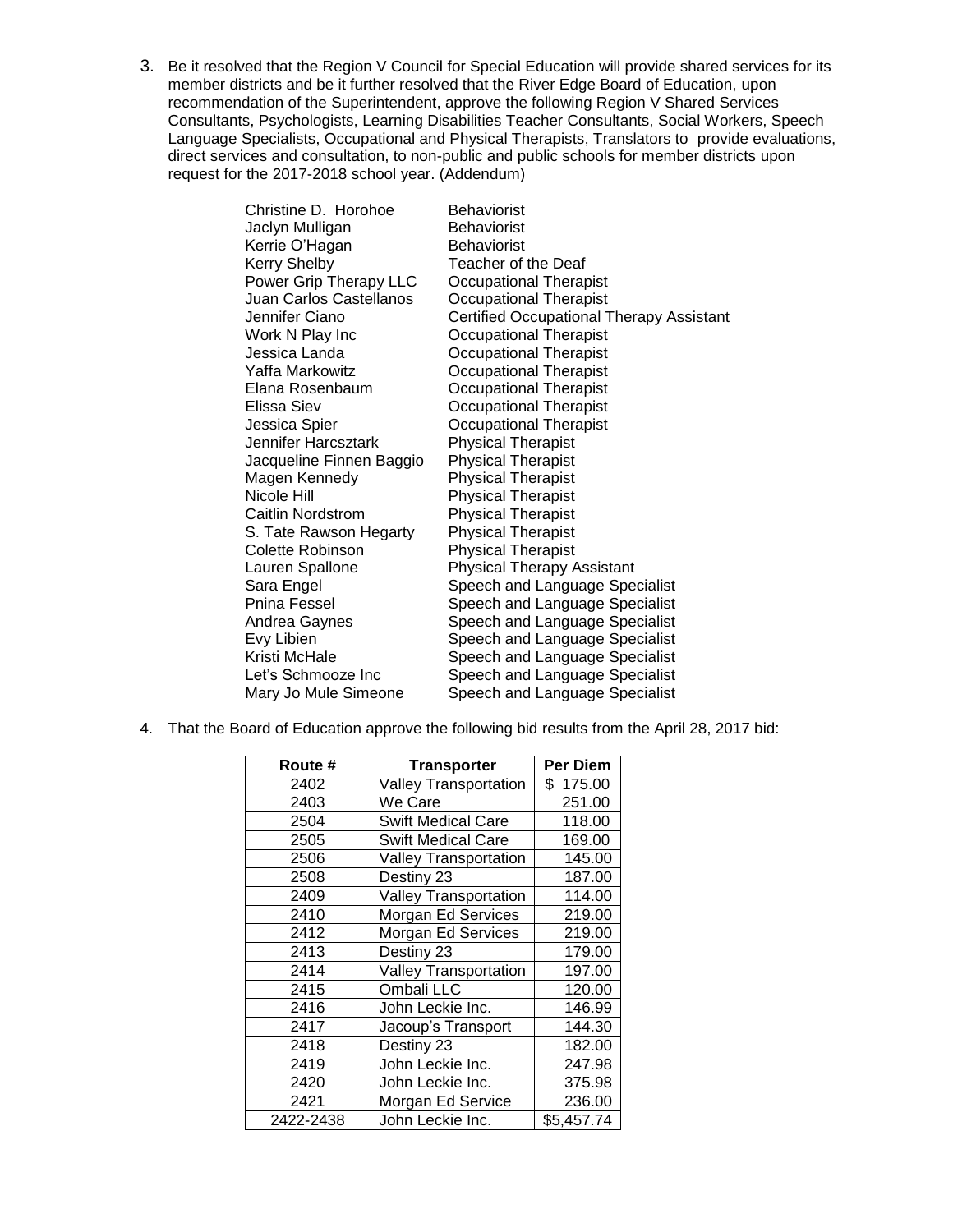3. Be it resolved that the Region V Council for Special Education will provide shared services for its member districts and be it further resolved that the River Edge Board of Education, upon recommendation of the Superintendent, approve the following Region V Shared Services Consultants, Psychologists, Learning Disabilities Teacher Consultants, Social Workers, Speech Language Specialists, Occupational and Physical Therapists, Translators to provide evaluations, direct services and consultation, to non-public and public schools for member districts upon request for the 2017-2018 school year. (Addendum)

| | |
|---|---|
| Christine D. Horohoe | Behaviorist |
| Jaclyn Mulligan | Behaviorist |
| Kerrie O'Hagan | Behaviorist |
| Kerry Shelby | Teacher of the Deaf |
| Power Grip Therapy LLC | Occupational Therapist |
| Juan Carlos Castellanos | Occupational Therapist |
| Jennifer Ciano | Certified Occupational Therapy Assistant |
| Work N Play Inc | Occupational Therapist |
| Jessica Landa | Occupational Therapist |
| Yaffa Markowitz | Occupational Therapist |
| Elana Rosenbaum | Occupational Therapist |
| Elissa Siev | Occupational Therapist |
| Jessica Spier | Occupational Therapist |
| Jennifer Harcsztark | Physical Therapist |
| Jacqueline Finnen Baggio | Physical Therapist |
| Magen Kennedy | Physical Therapist |
| Nicole Hill | Physical Therapist |
| Caitlin Nordstrom | Physical Therapist |
| S. Tate Rawson Hegarty | Physical Therapist |
| Colette Robinson | Physical Therapist |
| Lauren Spallone | Physical Therapy Assistant |
| Sara Engel | Speech and Language Specialist |
| Pnina Fessel | Speech and Language Specialist |
| Andrea Gaynes | Speech and Language Specialist |
| Evy Libien | Speech and Language Specialist |
| Kristi McHale | Speech and Language Specialist |
| Let's Schmooze Inc | Speech and Language Specialist |
| Mary Jo Mule Simeone | Speech and Language Specialist |

4. That the Board of Education approve the following bid results from the April 28, 2017 bid:

| Route # | Transporter | Per Diem |
|---|---|---|
| 2402 | Valley Transportation | $ 175.00 |
| 2403 | We Care | 251.00 |
| 2504 | Swift Medical Care | 118.00 |
| 2505 | Swift Medical Care | 169.00 |
| 2506 | Valley Transportation | 145.00 |
| 2508 | Destiny 23 | 187.00 |
| 2409 | Valley Transportation | 114.00 |
| 2410 | Morgan Ed Services | 219.00 |
| 2412 | Morgan Ed Services | 219.00 |
| 2413 | Destiny 23 | 179.00 |
| 2414 | Valley Transportation | 197.00 |
| 2415 | Ombali LLC | 120.00 |
| 2416 | John Leckie Inc. | 146.99 |
| 2417 | Jacoup's Transport | 144.30 |
| 2418 | Destiny 23 | 182.00 |
| 2419 | John Leckie Inc. | 247.98 |
| 2420 | John Leckie Inc. | 375.98 |
| 2421 | Morgan Ed Service | 236.00 |
| 2422-2438 | John Leckie Inc. | $5,457.74 |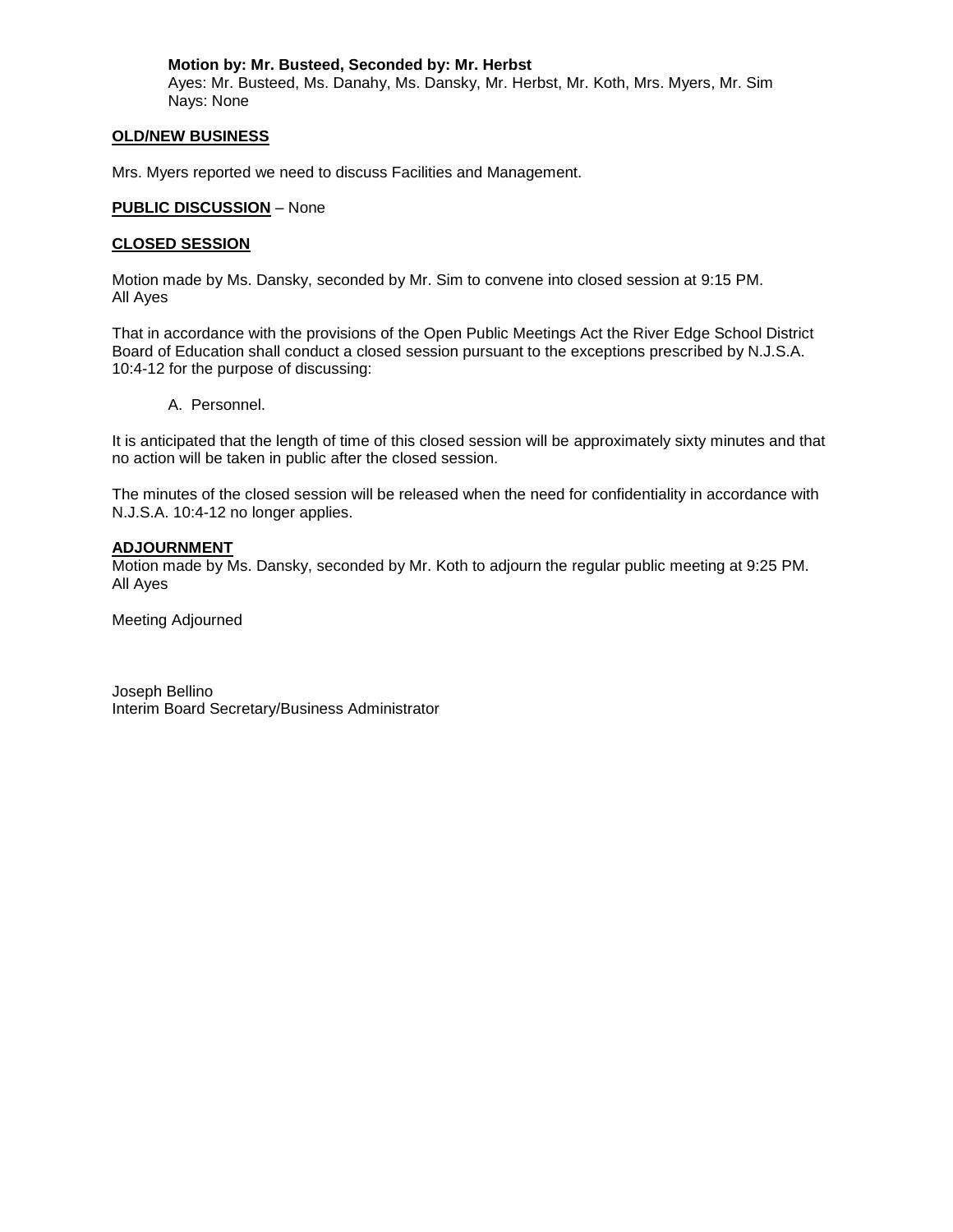**Motion by: Mr. Busteed, Seconded by: Mr. Herbst**
Ayes: Mr. Busteed, Ms. Danahy, Ms. Dansky, Mr. Herbst, Mr. Koth, Mrs. Myers, Mr. Sim
Nays: None

**OLD/NEW BUSINESS**

Mrs. Myers reported we need to discuss Facilities and Management.

**PUBLIC DISCUSSION** – None

**CLOSED SESSION**

Motion made by Ms. Dansky, seconded by Mr. Sim to convene into closed session at 9:15 PM.
All Ayes

That in accordance with the provisions of the Open Public Meetings Act the River Edge School District Board of Education shall conduct a closed session pursuant to the exceptions prescribed by N.J.S.A. 10:4-12 for the purpose of discussing:

A. Personnel.

It is anticipated that the length of time of this closed session will be approximately sixty minutes and that no action will be taken in public after the closed session.

The minutes of the closed session will be released when the need for confidentiality in accordance with N.J.S.A. 10:4-12 no longer applies.

**ADJOURNMENT**

Motion made by Ms. Dansky, seconded by Mr. Koth to adjourn the regular public meeting at 9:25 PM.
All Ayes

Meeting Adjourned

Joseph Bellino
Interim Board Secretary/Business Administrator